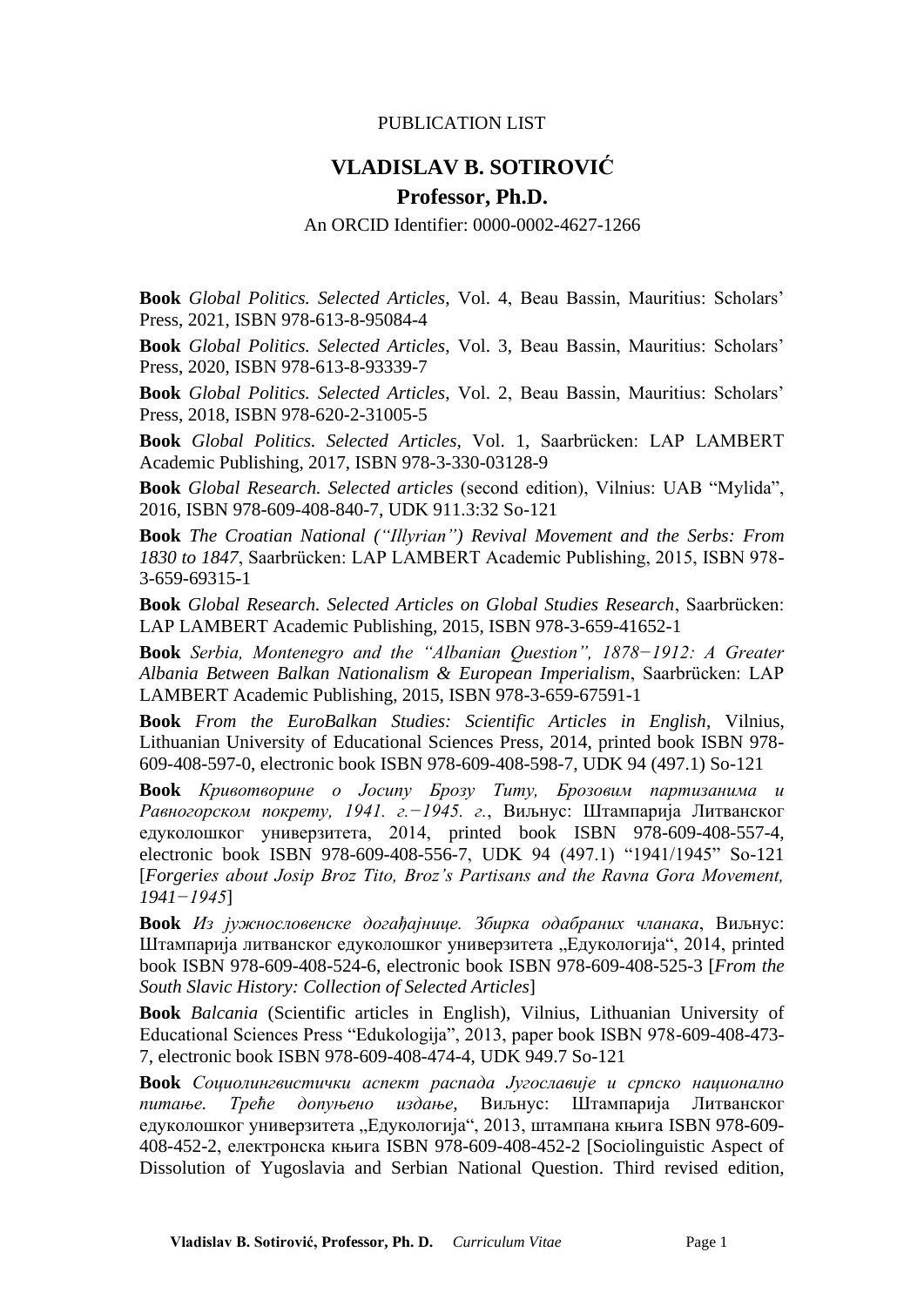PUBLICATION LIST

# VLADISLAV B. SOTIROVIĆ

## Professor, Ph.D.

An ORCID Identifier: 0000-0002-4627-1266

**Book** *Global Politics. Selected Articles*, Vol. 4, Beau Bassin, Mauritius: Scholars' Press, 2021, ISBN 978-613-8-95084-4

**Book** *Global Politics. Selected Articles*, Vol. 3, Beau Bassin, Mauritius: Scholars' Press, 2020, ISBN 978-613-8-93339-7

**Book** *Global Politics. Selected Articles*, Vol. 2, Beau Bassin, Mauritius: Scholars' Press, 2018, ISBN 978-620-2-31005-5

**Book** *Global Politics. Selected Articles*, Vol. 1, Saarbrücken: LAP LAMBERT Academic Publishing, 2017, ISBN 978-3-330-03128-9

**Book** *Global Research. Selected articles* (second edition), Vilnius: UAB "Mylida", 2016, ISBN 978-609-408-840-7, UDK 911.3:32 So-121

**Book** *The Croatian National ("Illyrian") Revival Movement and the Serbs: From 1830 to 1847*, Saarbrücken: LAP LAMBERT Academic Publishing, 2015, ISBN 978-3-659-69315-1

**Book** *Global Research. Selected Articles on Global Studies Research*, Saarbrücken: LAP LAMBERT Academic Publishing, 2015, ISBN 978-3-659-41652-1

**Book** *Serbia, Montenegro and the "Albanian Question", 1878−1912: A Greater Albania Between Balkan Nationalism & European Imperialism*, Saarbrücken: LAP LAMBERT Academic Publishing, 2015, ISBN 978-3-659-67591-1

**Book** *From the EuroBalkan Studies: Scientific Articles in English*, Vilnius, Lithuanian University of Educational Sciences Press, 2014, printed book ISBN 978-609-408-597-0, electronic book ISBN 978-609-408-598-7, UDK 94 (497.1) So-121

**Book** *Кривотворине о Јосипу Брозу Титу, Брозовим партизанима и Равногорском покрету, 1941. г.−1945. г.*, Виљнус: Штампарија Литванског едуколошког универзитета, 2014, printed book ISBN 978-609-408-557-4, electronic book ISBN 978-609-408-556-7, UDK 94 (497.1) "1941/1945" So-121 [*Forgeries about Josip Broz Tito, Broz's Partisans and the Ravna Gora Movement, 1941−1945*]

**Book** *Из јужнословенске догађајнице. Збирка одабраних чланака*, Виљнус: Штампарија литванског едуколошког универзитета „Едукологија", 2014, printed book ISBN 978-609-408-524-6, electronic book ISBN 978-609-408-525-3 [*From the South Slavic History: Collection of Selected Articles*]

**Book** *Balcania* (Scientific articles in English), Vilnius, Lithuanian University of Educational Sciences Press "Edukologija", 2013, paper book ISBN 978-609-408-473-7, electronic book ISBN 978-609-408-474-4, UDK 949.7 So-121

**Book** *Социолингвистички аспект распада Југославије и српско национално питање. Треће допуњено издање*, Виљнус: Штампарија Литванског едуколошког универзитета „Едукологија", 2013, штампана књига ISBN 978-609-408-452-2, електронска књига ISBN 978-609-408-452-2 [Sociolinguistic Aspect of Dissolution of Yugoslavia and Serbian National Question. Third revised edition,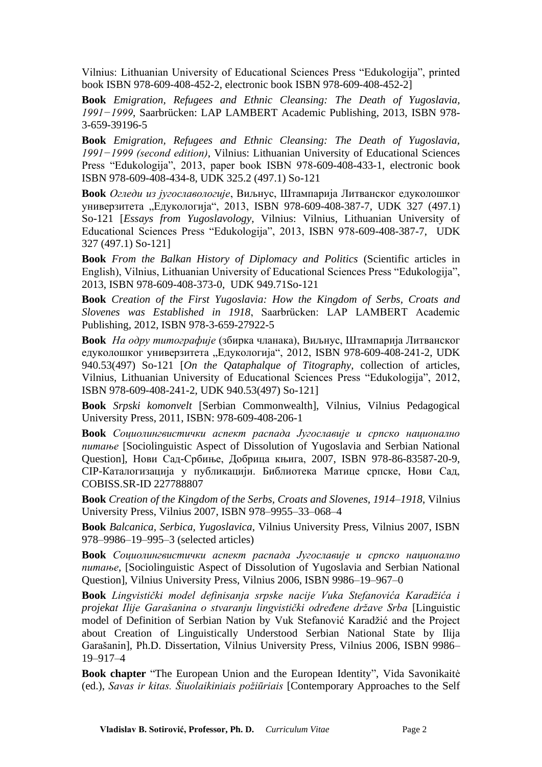Vilnius: Lithuanian University of Educational Sciences Press "Edukologija", printed book ISBN 978-609-408-452-2, electronic book ISBN 978-609-408-452-2]

**Book** *Emigration, Refugees and Ethnic Cleansing: The Death of Yugoslavia, 1991−1999*, Saarbrücken: LAP LAMBERT Academic Publishing, 2013, ISBN 978-3-659-39196-5

**Book** *Emigration, Refugees and Ethnic Cleansing: The Death of Yugoslavia, 1991−1999 (second edition)*, Vilnius: Lithuanian University of Educational Sciences Press "Edukologija", 2013, paper book ISBN 978-609-408-433-1, electronic book ISBN 978-609-408-434-8, UDK 325.2 (497.1) So-121

**Book** *Огледи из југославологије*, Виљнус, Штампарија Литванског едуколошког универзитета „Едукологија", 2013, ISBN 978-609-408-387-7, UDK 327 (497.1) So-121 [*Essays from Yugoslavology*, Vilnius: Vilnius, Lithuanian University of Educational Sciences Press "Edukologija", 2013, ISBN 978-609-408-387-7, UDK 327 (497.1) So-121]

**Book** *From the Balkan History of Diplomacy and Politics* (Scientific articles in English), Vilnius, Lithuanian University of Educational Sciences Press "Edukologija", 2013, ISBN 978-609-408-373-0, UDK 949.71So-121

**Book** *Creation of the First Yugoslavia: How the Kingdom of Serbs, Croats and Slovenes was Established in 1918*, Saarbrücken: LAP LAMBERT Academic Publishing, 2012, ISBN 978-3-659-27922-5

**Book** *На одру титографије* (збирка чланака), Виљнус, Штампарија Литванског едуколошког универзитета „Едукологија", 2012, ISBN 978-609-408-241-2, UDK 940.53(497) So-121 [*On the Qataphalque of Titography*, collection of articles, Vilnius, Lithuanian University of Educational Sciences Press "Edukologija", 2012, ISBN 978-609-408-241-2, UDK 940.53(497) So-121]

**Book** *Srpski komonvelt* [Serbian Commonwealth], Vilnius, Vilnius Pedagogical University Press, 2011, ISBN: 978-609-408-206-1

**Book** *Социолингвистички аспект распада Југославије и српско национално питање* [Sociolinguistic Aspect of Dissolution of Yugoslavia and Serbian National Question], Нови Сад-Србиње, Добрица књига, 2007, ISBN 978-86-83587-20-9, CIP-Каталогизација у публикацији. Библиотека Матице српске, Нови Сад, COBISS.SR-ID 227788807

**Book** *Creation of the Kingdom of the Serbs, Croats and Slovenes, 1914–1918*, Vilnius University Press, Vilnius 2007, ISBN 978–9955–33–068–4

**Book** *Balcanica, Serbica, Yugoslavica*, Vilnius University Press, Vilnius 2007, ISBN 978–9986–19–995–3 (selected articles)

**Book** *Социолингвистички аспект распада Југославије и српско национално питање*, [Sociolinguistic Aspect of Dissolution of Yugoslavia and Serbian National Question], Vilnius University Press, Vilnius 2006, ISBN 9986–19–967–0

**Book** *Lingvistički model definisanja srpske nacije Vuka Stefanovića Karadžića i projekat Ilije Garašanina o stvaranju lingvistički određene države Srba* [Linguistic model of Definition of Serbian Nation by Vuk Stefanović Karadžić and the Project about Creation of Linguistically Understood Serbian National State by Ilija Garašanin], Ph.D. Dissertation, Vilnius University Press, Vilnius 2006, ISBN 9986–19–917–4

**Book chapter** "The European Union and the European Identity", Vida Savonikaitė (ed.), *Savas ir kitas. Šiuolaikiniais požiūriais* [Contemporary Approaches to the Self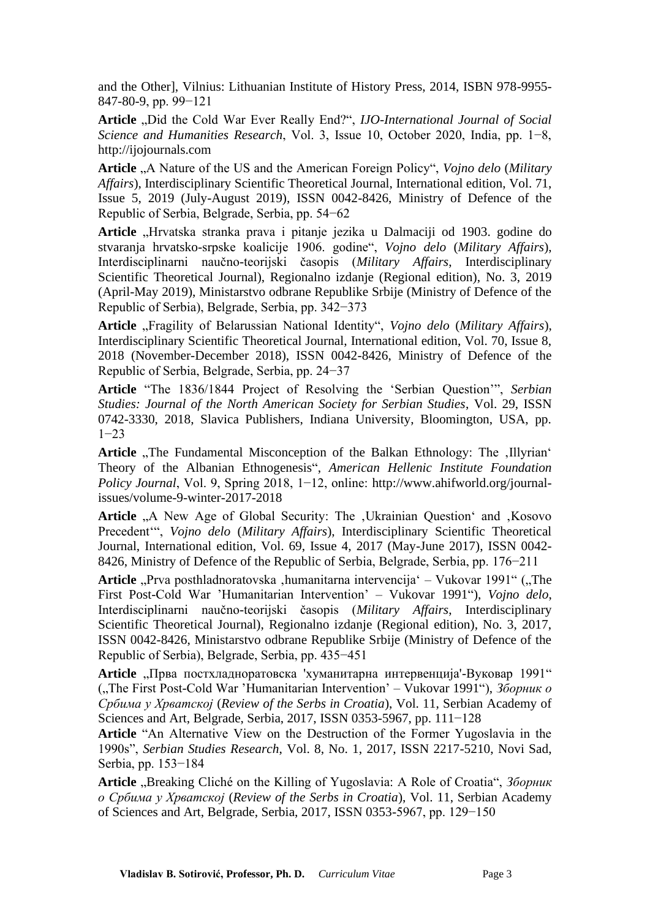and the Other], Vilnius: Lithuanian Institute of History Press, 2014, ISBN 978-9955-847-80-9, pp. 99−121

**Article** „Did the Cold War Ever Really End?“, *IJO-International Journal of Social Science and Humanities Research*, Vol. 3, Issue 10, October 2020, India, pp. 1−8, http://ijojournals.com

**Article** „A Nature of the US and the American Foreign Policy“, *Vojno delo* (*Military Affairs*), Interdisciplinary Scientific Theoretical Journal, International edition, Vol. 71, Issue 5, 2019 (July-August 2019), ISSN 0042-8426, Ministry of Defence of the Republic of Serbia, Belgrade, Serbia, pp. 54−62

**Article** „Hrvatska stranka prava i pitanje jezika u Dalmaciji od 1903. godine do stvaranja hrvatsko-srpske koalicije 1906. godine“, *Vojno delo* (*Military Affairs*), Interdisciplinarni naučno-teorijski časopis (*Military Affairs*, Interdisciplinary Scientific Theoretical Journal), Regionalno izdanje (Regional edition), No. 3, 2019 (April-May 2019), Ministarstvo odbrane Republike Srbije (Ministry of Defence of the Republic of Serbia), Belgrade, Serbia, pp. 342−373

**Article** „Fragility of Belarussian National Identity“, *Vojno delo* (*Military Affairs*), Interdisciplinary Scientific Theoretical Journal, International edition, Vol. 70, Issue 8, 2018 (November-December 2018), ISSN 0042-8426, Ministry of Defence of the Republic of Serbia, Belgrade, Serbia, pp. 24−37

**Article** “The 1836/1844 Project of Resolving the ‘Serbian Question’”, *Serbian Studies: Journal of the North American Society for Serbian Studies*, Vol. 29, ISSN 0742-3330, 2018, Slavica Publishers, Indiana University, Bloomington, USA, pp. 1−23

**Article** „The Fundamental Misconception of the Balkan Ethnology: The ‚Illyrian‘ Theory of the Albanian Ethnogenesis“, *American Hellenic Institute Foundation Policy Journal*, Vol. 9, Spring 2018, 1−12, online: http://www.ahifworld.org/journal-issues/volume-9-winter-2017-2018

**Article** „A New Age of Global Security: The ‚Ukrainian Question‘ and ‚Kosovo Precedent‘“, *Vojno delo* (*Military Affairs*), Interdisciplinary Scientific Theoretical Journal, International edition, Vol. 69, Issue 4, 2017 (May-June 2017), ISSN 0042-8426, Ministry of Defence of the Republic of Serbia, Belgrade, Serbia, pp. 176−211

**Article** „Prva posthladnoratovska ‚humanitarna intervencija‘ – Vukovar 1991“ („The First Post-Cold War ’Humanitarian Intervention’ – Vukovar 1991“), *Vojno delo*, Interdisciplinarni naučno-teorijski časopis (*Military Affairs*, Interdisciplinary Scientific Theoretical Journal), Regionalno izdanje (Regional edition), No. 3, 2017, ISSN 0042-8426, Ministarstvo odbrane Republike Srbije (Ministry of Defence of the Republic of Serbia), Belgrade, Serbia, pp. 435−451

**Article** „Прва постхладноратовска 'хуманитарна интервенција'-Вуковар 1991“ („The First Post-Cold War ’Humanitarian Intervention’ – Vukovar 1991“), *Зборник о Србима у Хрватској* (*Review of the Serbs in Croatia*), Vol. 11, Serbian Academy of Sciences and Art, Belgrade, Serbia, 2017, ISSN 0353-5967, pp. 111−128

**Article** “An Alternative View on the Destruction of the Former Yugoslavia in the 1990s”, *Serbian Studies Research*, Vol. 8, No. 1, 2017, ISSN 2217-5210, Novi Sad, Serbia, pp. 153−184

**Article** „Breaking Cliché on the Killing of Yugoslavia: A Role of Croatia“, *Зборник о Србима у Хрватској* (*Review of the Serbs in Croatia*), Vol. 11, Serbian Academy of Sciences and Art, Belgrade, Serbia, 2017, ISSN 0353-5967, pp. 129−150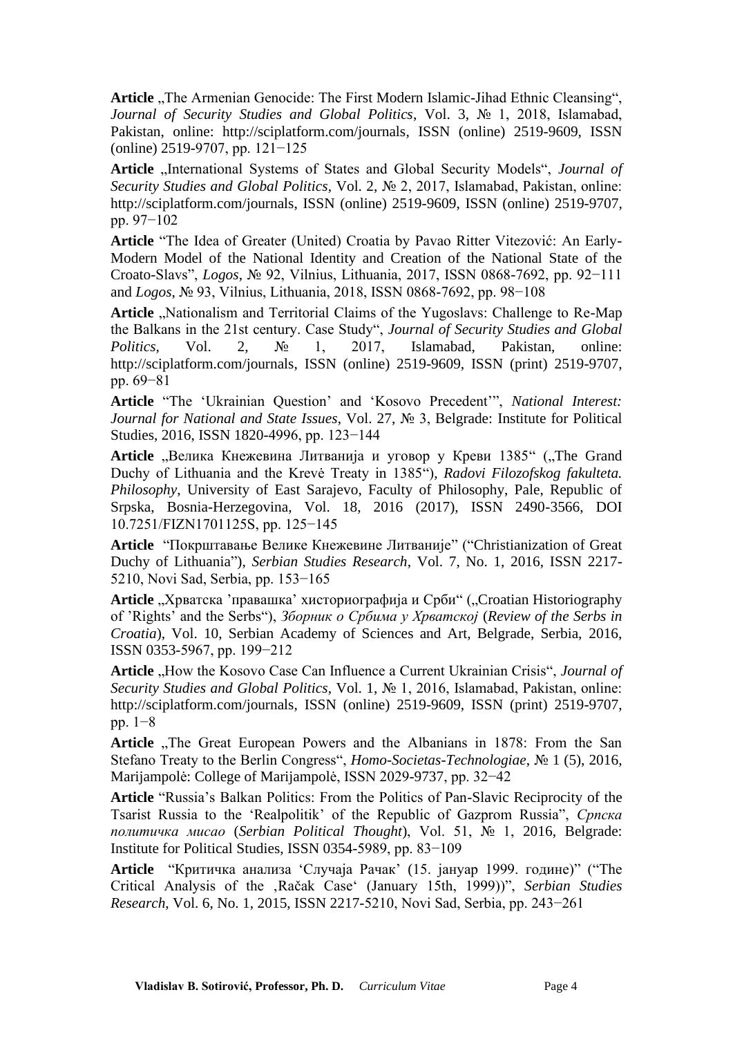**Article** „The Armenian Genocide: The First Modern Islamic-Jihad Ethnic Cleansing“, *Journal of Security Studies and Global Politics*, Vol. 3, № 1, 2018, Islamabad, Pakistan, online: http://sciplatform.com/journals, ISSN (online) 2519-9609, ISSN (online) 2519-9707, pp. 121−125

**Article** „International Systems of States and Global Security Models“, *Journal of Security Studies and Global Politics*, Vol. 2, № 2, 2017, Islamabad, Pakistan, online: http://sciplatform.com/journals, ISSN (online) 2519-9609, ISSN (online) 2519-9707, pp. 97−102

**Article** “The Idea of Greater (United) Croatia by Pavao Ritter Vitezović: An Early-Modern Model of the National Identity and Creation of the National State of the Croato-Slavs”, *Logos*, № 92, Vilnius, Lithuania, 2017, ISSN 0868-7692, pp. 92−111 and *Logos*, № 93, Vilnius, Lithuania, 2018, ISSN 0868-7692, pp. 98−108

**Article** „Nationalism and Territorial Claims of the Yugoslavs: Challenge to Re-Map the Balkans in the 21st century. Case Study“, *Journal of Security Studies and Global Politics*, Vol. 2, № 1, 2017, Islamabad, Pakistan, online: http://sciplatform.com/journals, ISSN (online) 2519-9609, ISSN (print) 2519-9707, pp. 69−81

**Article** “The ‘Ukrainian Question’ and ‘Kosovo Precedent’”, *National Interest: Journal for National and State Issues*, Vol. 27, № 3, Belgrade: Institute for Political Studies, 2016, ISSN 1820-4996, pp. 123−144

**Article** „Велика Кнежевина Литванија и уговор у Креви 1385“ („The Grand Duchy of Lithuania and the Krevė Treaty in 1385“), *Radovi Filozofskog fakulteta. Philosophy*, University of East Sarajevo, Faculty of Philosophy, Pale, Republic of Srpska, Bosnia-Herzegovina, Vol. 18, 2016 (2017), ISSN 2490-3566, DOI 10.7251/FIZN1701125S, pp. 125−145

**Article** “Покрштавање Велике Кнежевине Литваније” (“Christianization of Great Duchy of Lithuania”), *Serbian Studies Research*, Vol. 7, No. 1, 2016, ISSN 2217-5210, Novi Sad, Serbia, pp. 153−165

**Article** „Хрватска ’правашка’ хисториографија и Срби“ („Croatian Historiography of ’Rights’ and the Serbs“), *Зборник о Србима у Хрватској* (*Review of the Serbs in Croatia*), Vol. 10, Serbian Academy of Sciences and Art, Belgrade, Serbia, 2016, ISSN 0353-5967, pp. 199−212

**Article** „How the Kosovo Case Can Influence a Current Ukrainian Crisis“, *Journal of Security Studies and Global Politics*, Vol. 1, № 1, 2016, Islamabad, Pakistan, online: http://sciplatform.com/journals, ISSN (online) 2519-9609, ISSN (print) 2519-9707, pp. 1−8

**Article** „The Great European Powers and the Albanians in 1878: From the San Stefano Treaty to the Berlin Congress“, *Homo-Societas-Technologiae*, № 1 (5), 2016, Marijampolė: College of Marijampolė, ISSN 2029-9737, pp. 32−42

**Article** “Russia’s Balkan Politics: From the Politics of Pan-Slavic Reciprocity of the Tsarist Russia to the ‘Realpolitik’ of the Republic of Gazprom Russia”, *Српска политичка мисао* (*Serbian Political Thought*), Vol. 51, № 1, 2016, Belgrade: Institute for Political Studies, ISSN 0354-5989, pp. 83−109

**Article** “Критичка анализа ‘Случаја Рачак’ (15. јануар 1999. године)” (“The Critical Analysis of the ‚Račak Case‘ (January 15th, 1999))”, *Serbian Studies Research*, Vol. 6, No. 1, 2015, ISSN 2217-5210, Novi Sad, Serbia, pp. 243−261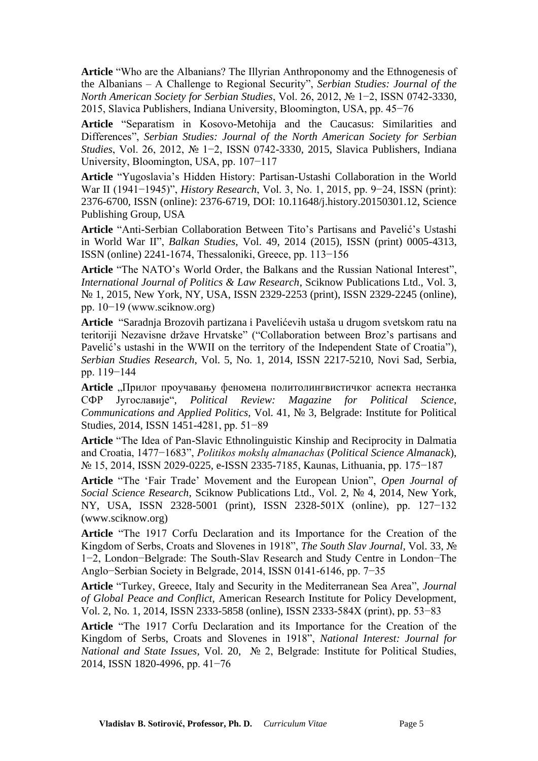**Article** "Who are the Albanians? The Illyrian Anthroponomy and the Ethnogenesis of the Albanians – A Challenge to Regional Security", *Serbian Studies: Journal of the North American Society for Serbian Studies*, Vol. 26, 2012, № 1−2, ISSN 0742-3330, 2015, Slavica Publishers, Indiana University, Bloomington, USA, pp. 45−76

**Article** "Separatism in Kosovo-Metohija and the Caucasus: Similarities and Differences", *Serbian Studies: Journal of the North American Society for Serbian Studies*, Vol. 26, 2012, № 1−2, ISSN 0742-3330, 2015, Slavica Publishers, Indiana University, Bloomington, USA, pp. 107−117

**Article** "Yugoslavia's Hidden History: Partisan-Ustashi Collaboration in the World War II (1941−1945)", *History Research*, Vol. 3, No. 1, 2015, pp. 9−24, ISSN (print): 2376-6700, ISSN (online): 2376-6719, DOI: 10.11648/j.history.20150301.12, Science Publishing Group, USA

**Article** "Anti-Serbian Collaboration Between Tito's Partisans and Pavelić's Ustashi in World War II", *Balkan Studies*, Vol. 49, 2014 (2015), ISSN (print) 0005-4313, ISSN (online) 2241-1674, Thessaloniki, Greece, pp. 113−156

**Article** "The NATO's World Order, the Balkans and the Russian National Interest", *International Journal of Politics & Law Research*, Sciknow Publications Ltd., Vol. 3, № 1, 2015, New York, NY, USA, ISSN 2329-2253 (print), ISSN 2329-2245 (online), pp. 10−19 (www.sciknow.org)

**Article** "Saradnja Brozovih partizana i Pavelićevih ustaša u drugom svetskom ratu na teritoriji Nezavisne države Hrvatske" ("Collaboration between Broz's partisans and Pavelić's ustashi in the WWII on the territory of the Independent State of Croatia"), *Serbian Studies Research*, Vol. 5, No. 1, 2014, ISSN 2217-5210, Novi Sad, Serbia, pp. 119−144

**Article** „Прилог проучавању феномена политолингвистичког аспекта нестанка СФР Југославије", *Political Review: Magazine for Political Science, Communications and Applied Politics*, Vol. 41, № 3, Belgrade: Institute for Political Studies, 2014, ISSN 1451-4281, pp. 51−89

**Article** "The Idea of Pan-Slavic Ethnolinguistic Kinship and Reciprocity in Dalmatia and Croatia, 1477−1683", *Politikos mokslų almanachas* (*Political Science Almanack*), № 15, 2014, ISSN 2029-0225, e-ISSN 2335-7185, Kaunas, Lithuania, pp. 175−187

**Article** "The 'Fair Trade' Movement and the European Union", *Open Journal of Social Science Research*, Sciknow Publications Ltd., Vol. 2, № 4, 2014, New York, NY, USA, ISSN 2328-5001 (print), ISSN 2328-501X (online), pp. 127−132 (www.sciknow.org)

**Article** "The 1917 Corfu Declaration and its Importance for the Creation of the Kingdom of Serbs, Croats and Slovenes in 1918", *The South Slav Journal*, Vol. 33, № 1−2, London−Belgrade: The South-Slav Research and Study Centre in London−The Anglo−Serbian Society in Belgrade, 2014, ISSN 0141-6146, pp. 7−35

**Article** "Turkey, Greece, Italy and Security in the Mediterranean Sea Area", *Journal of Global Peace and Conflict*, American Research Institute for Policy Development, Vol. 2, No. 1, 2014, ISSN 2333-5858 (online), ISSN 2333-584X (print), pp. 53−83

**Article** "The 1917 Corfu Declaration and its Importance for the Creation of the Kingdom of Serbs, Croats and Slovenes in 1918", *National Interest: Journal for National and State Issues*, Vol. 20, № 2, Belgrade: Institute for Political Studies, 2014, ISSN 1820-4996, pp. 41−76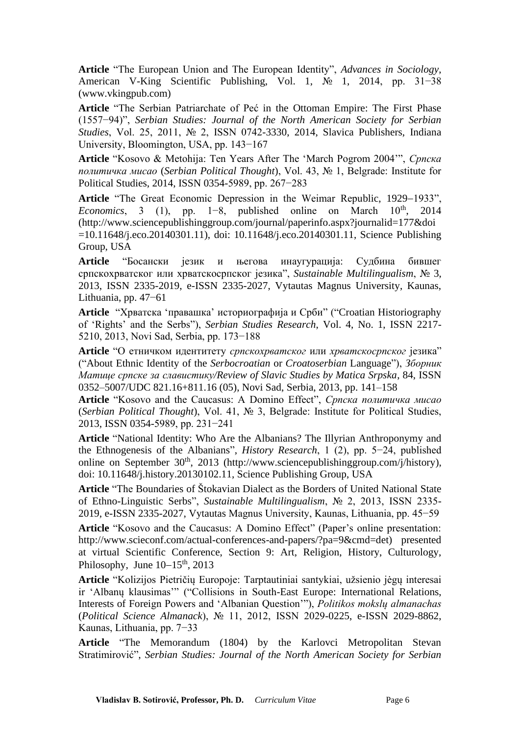**Article** “The European Union and The European Identity”, *Advances in Sociology*, American V-King Scientific Publishing, Vol. 1, № 1, 2014, pp. 31−38 (www.vkingpub.com)

**Article** “The Serbian Patriarchate of Peć in the Ottoman Empire: The First Phase (1557−94)”, *Serbian Studies: Journal of the North American Society for Serbian Studies*, Vol. 25, 2011, № 2, ISSN 0742-3330, 2014, Slavica Publishers, Indiana University, Bloomington, USA, pp. 143−167

**Article** “Kosovo & Metohija: Ten Years After The ‘March Pogrom 2004’”, *Српска политичка мисао* (*Serbian Political Thought*), Vol. 43, № 1, Belgrade: Institute for Political Studies, 2014, ISSN 0354-5989, pp. 267−283

**Article** “The Great Economic Depression in the Weimar Republic, 1929−1933”, *Economics*, 3 (1), pp. 1−8, published online on March 10th, 2014 (http://www.sciencepublishinggroup.com/journal/paperinfo.aspx?journalid=177&doi =10.11648/j.eco.20140301.11), doi: 10.11648/j.eco.20140301.11, Science Publishing Group, USA

**Article** “Босански језик и његова инаугурација: Судбина бившег српскохрватског или хрватскосрпског језика”, *Sustainable Multilingualism*, № 3, 2013, ISSN 2335-2019, e-ISSN 2335-2027, Vytautas Magnus University, Kaunas, Lithuania, pp. 47−61

**Article** “Хрватска ‘правашка’ историографија и Срби” (“Croatian Historiography of ‘Rights’ and the Serbs”), *Serbian Studies Research*, Vol. 4, No. 1, ISSN 2217-5210, 2013, Novi Sad, Serbia, pp. 173−188

**Article** “О етничком идентитету *српскохрватског* или *хрватскосрпског* језика” (“About Ethnic Identity of the *Serbocroatian* or *Croatoserbian* Language”), *Зборник Матице српске за славистику/Review of Slavic Studies by Matica Srpska*, 84, ISSN 0352–5007/UDC 821.16+811.16 (05), Novi Sad, Serbia, 2013, pp. 141–158

**Article** “Kosovo and the Caucasus: A Domino Effect”, *Српска политичка мисао* (*Serbian Political Thought*), Vol. 41, № 3, Belgrade: Institute for Political Studies, 2013, ISSN 0354-5989, pp. 231−241

**Article** “National Identity: Who Are the Albanians? The Illyrian Anthroponymy and the Ethnogenesis of the Albanians”, *History Research*, 1 (2), pp. 5−24, published online on September 30th, 2013 (http://www.sciencepublishinggroup.com/j/history), doi: 10.11648/j.history.20130102.11, Science Publishing Group, USA

**Article** “The Boundaries of Štokavian Dialect as the Borders of United National State of Ethno-Linguistic Serbs”, *Sustainable Multilingualism*, № 2, 2013, ISSN 2335-2019, e-ISSN 2335-2027, Vytautas Magnus University, Kaunas, Lithuania, pp. 45−59

**Article** “Kosovo and the Caucasus: A Domino Effect” (Paper’s online presentation: http://www.scieconf.com/actual-conferences-and-papers/?pa=9&cmd=det) presented at virtual Scientific Conference, Section 9: Art, Religion, History, Culturology, Philosophy, June 10–15th, 2013

**Article** “Kolizijos Pietričių Europoje: Tarptautiniai santykiai, užsienio jėgų interesai ir ‘Albanų klausimas’” (“Collisions in South-East Europe: International Relations, Interests of Foreign Powers and ‘Albanian Question’”), *Politikos mokslų almanachas* (*Political Science Almanack*), № 11, 2012, ISSN 2029-0225, e-ISSN 2029-8862, Kaunas, Lithuania, pp. 7−33

**Article** “The Memorandum (1804) by the Karlovci Metropolitan Stevan Stratimirović”, *Serbian Studies: Journal of the North American Society for Serbian*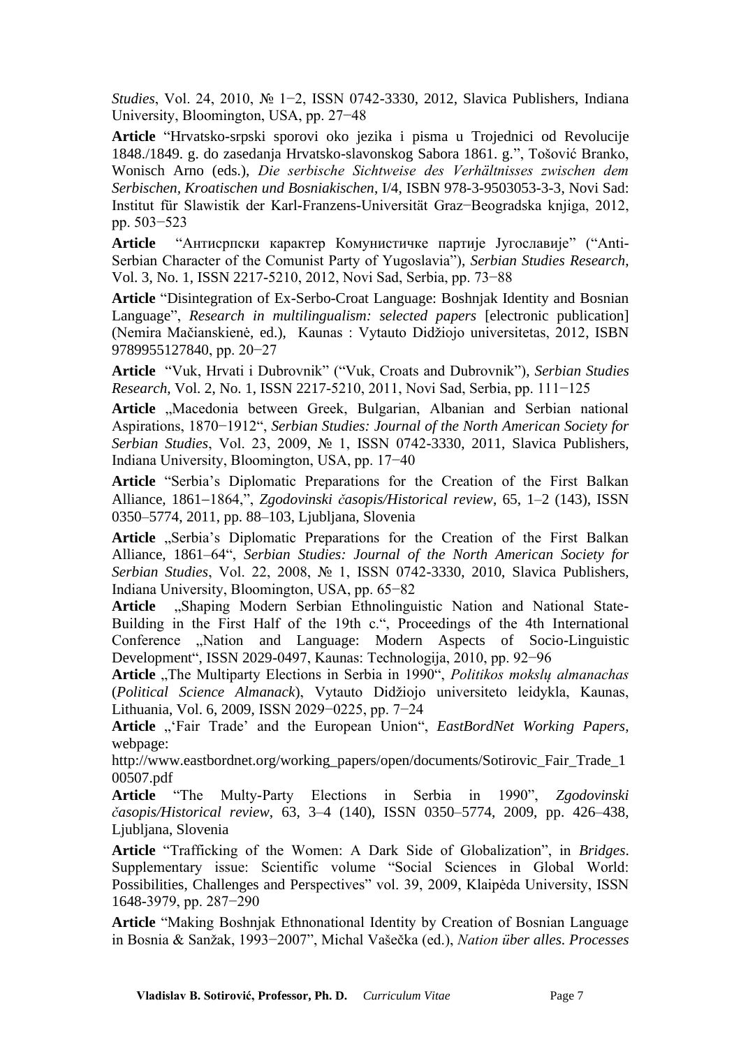*Studies*, Vol. 24, 2010, № 1−2, ISSN 0742-3330, 2012, Slavica Publishers, Indiana University, Bloomington, USA, pp. 27−48

**Article** "Hrvatsko-srpski sporovi oko jezika i pisma u Trojednici od Revolucije 1848./1849. g. do zasedanja Hrvatsko-slavonskog Sabora 1861. g.", Tošović Branko, Wonisch Arno (eds.), *Die serbische Sichtweise des Verhältnisses zwischen dem Serbischen, Kroatischen und Bosniakischen*, I/4, ISBN 978-3-9503053-3-3, Novi Sad: Institut für Slawistik der Karl-Franzens-Universität Graz−Beogradska knjiga, 2012, pp. 503−523

**Article** "Антисрпски карактер Комунистичке партије Југославије" ("Anti-Serbian Character of the Comunist Party of Yugoslavia"), *Serbian Studies Research*, Vol. 3, No. 1, ISSN 2217-5210, 2012, Novi Sad, Serbia, pp. 73−88

**Article** "Disintegration of Ex-Serbo-Croat Language: Boshnjak Identity and Bosnian Language", *Research in multilingualism: selected papers* [electronic publication] (Nemira Mačianskienė, ed.), Kaunas : Vytauto Didžiojo universitetas, 2012, ISBN 9789955127840, pp. 20−27

**Article** "Vuk, Hrvati i Dubrovnik" ("Vuk, Croats and Dubrovnik"), *Serbian Studies Research*, Vol. 2, No. 1, ISSN 2217-5210, 2011, Novi Sad, Serbia, pp. 111−125

**Article** „Macedonia between Greek, Bulgarian, Albanian and Serbian national Aspirations, 1870−1912", *Serbian Studies: Journal of the North American Society for Serbian Studies*, Vol. 23, 2009, № 1, ISSN 0742-3330, 2011, Slavica Publishers, Indiana University, Bloomington, USA, pp. 17−40

**Article** "Serbia's Diplomatic Preparations for the Creation of the First Balkan Alliance, 1861−1864,", *Zgodovinski časopis/Historical review*, 65, 1–2 (143), ISSN 0350–5774, 2011, pp. 88–103, Ljubljana, Slovenia

**Article** „Serbia's Diplomatic Preparations for the Creation of the First Balkan Alliance, 1861–64", *Serbian Studies: Journal of the North American Society for Serbian Studies*, Vol. 22, 2008, № 1, ISSN 0742-3330, 2010, Slavica Publishers, Indiana University, Bloomington, USA, pp. 65−82

**Article** „Shaping Modern Serbian Ethnolinguistic Nation and National State-Building in the First Half of the 19th c.", Proceedings of the 4th International Conference „Nation and Language: Modern Aspects of Socio-Linguistic Development", ISSN 2029-0497, Kaunas: Technologija, 2010, pp. 92−96

**Article** „The Multiparty Elections in Serbia in 1990", *Politikos mokslų almanachas* (*Political Science Almanack*), Vytauto Didžiojo universiteto leidykla, Kaunas, Lithuania, Vol. 6, 2009, ISSN 2029−0225, pp. 7−24

**Article** „'Fair Trade' and the European Union", *EastBordNet Working Papers*, webpage: http://www.eastbordnet.org/working_papers/open/documents/Sotirovic_Fair_Trade_100507.pdf

**Article** "The Multy-Party Elections in Serbia in 1990", *Zgodovinski časopis/Historical review*, 63, 3–4 (140), ISSN 0350–5774, 2009, pp. 426–438, Ljubljana, Slovenia

**Article** "Trafficking of the Women: A Dark Side of Globalization", in *Bridges*. Supplementary issue: Scientific volume "Social Sciences in Global World: Possibilities, Challenges and Perspectives" vol. 39, 2009, Klaipėda University, ISSN 1648-3979, pp. 287−290

**Article** "Making Boshnjak Ethnonational Identity by Creation of Bosnian Language in Bosnia & Sanžak, 1993−2007", Michal Vašečka (ed.), *Nation über alles. Processes*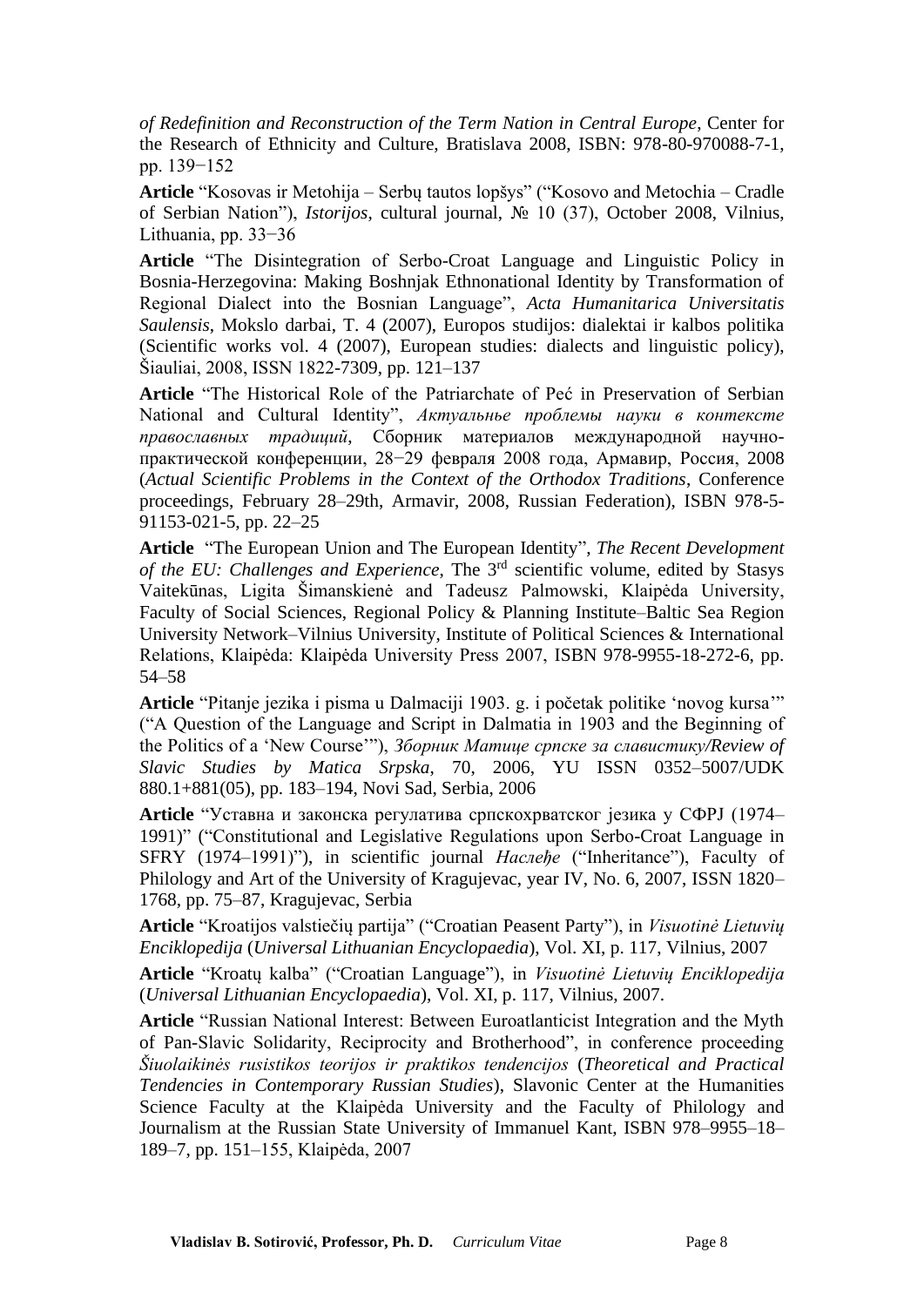*of Redefinition and Reconstruction of the Term Nation in Central Europe*, Center for the Research of Ethnicity and Culture, Bratislava 2008, ISBN: 978-80-970088-7-1, pp. 139−152

**Article** "Kosovas ir Metohija – Serbų tautos lopšys" ("Kosovo and Metochia – Cradle of Serbian Nation"), *Istorijos*, cultural journal, № 10 (37), October 2008, Vilnius, Lithuania, pp. 33−36

**Article** "The Disintegration of Serbo-Croat Language and Linguistic Policy in Bosnia-Herzegovina: Making Boshnjak Ethnonational Identity by Transformation of Regional Dialect into the Bosnian Language", *Acta Humanitarica Universitatis Saulensis*, Mokslo darbai, T. 4 (2007), Europos studijos: dialektai ir kalbos politika (Scientific works vol. 4 (2007), European studies: dialects and linguistic policy), Šiauliai, 2008, ISSN 1822-7309, pp. 121–137

**Article** "The Historical Role of the Patriarchate of Peć in Preservation of Serbian National and Cultural Identity", *Актуальнье проблемы науки в контексте православных традиций*, Сборник материалов международной научно-практической конференции, 28−29 февраля 2008 года, Армавир, Россия, 2008 (*Actual Scientific Problems in the Context of the Orthodox Traditions*, Conference proceedings, February 28–29th, Armavir, 2008, Russian Federation), ISBN 978-5-91153-021-5, pp. 22–25

**Article** "The European Union and The European Identity", *The Recent Development of the EU: Challenges and Experience*, The 3rd scientific volume, edited by Stasys Vaitekūnas, Ligita Šimanskienė and Tadeusz Palmowski, Klaipėda University, Faculty of Social Sciences, Regional Policy & Planning Institute–Baltic Sea Region University Network–Vilnius University, Institute of Political Sciences & International Relations, Klaipėda: Klaipėda University Press 2007, ISBN 978-9955-18-272-6, pp. 54–58

**Article** "Pitanje jezika i pisma u Dalmaciji 1903. g. i početak politike 'novog kursa'" ("A Question of the Language and Script in Dalmatia in 1903 and the Beginning of the Politics of a 'New Course'"), *Зборник Матице српске за славистику/Review of Slavic Studies by Matica Srpska*, 70, 2006, YU ISSN 0352–5007/UDK 880.1+881(05), pp. 183–194, Novi Sad, Serbia, 2006

**Article** "Уставна и законска регулатива српскохрватског језика у СФРЈ (1974–1991)" ("Constitutional and Legislative Regulations upon Serbo-Croat Language in SFRY (1974–1991)"), in scientific journal *Наслеђе* ("Inheritance"), Faculty of Philology and Art of the University of Kragujevac, year IV, No. 6, 2007, ISSN 1820–1768, pp. 75–87, Kragujevac, Serbia

**Article** "Kroatijos valstiečių partija" ("Croatian Peasent Party"), in *Visuotinė Lietuvių Enciklopedija* (*Universal Lithuanian Encyclopaedia*), Vol. XI, p. 117, Vilnius, 2007

**Article** "Kroatų kalba" ("Croatian Language"), in *Visuotinė Lietuvių Enciklopedija* (*Universal Lithuanian Encyclopaedia*), Vol. XI, p. 117, Vilnius, 2007.

**Article** "Russian National Interest: Between Euroatlanticist Integration and the Myth of Pan-Slavic Solidarity, Reciprocity and Brotherhood", in conference proceeding *Šiuolaikinės rusistikos teorijos ir praktikos tendencijos* (*Theoretical and Practical Tendencies in Contemporary Russian Studies*), Slavonic Center at the Humanities Science Faculty at the Klaipėda University and the Faculty of Philology and Journalism at the Russian State University of Immanuel Kant, ISBN 978–9955–18–189–7, pp. 151–155, Klaipėda, 2007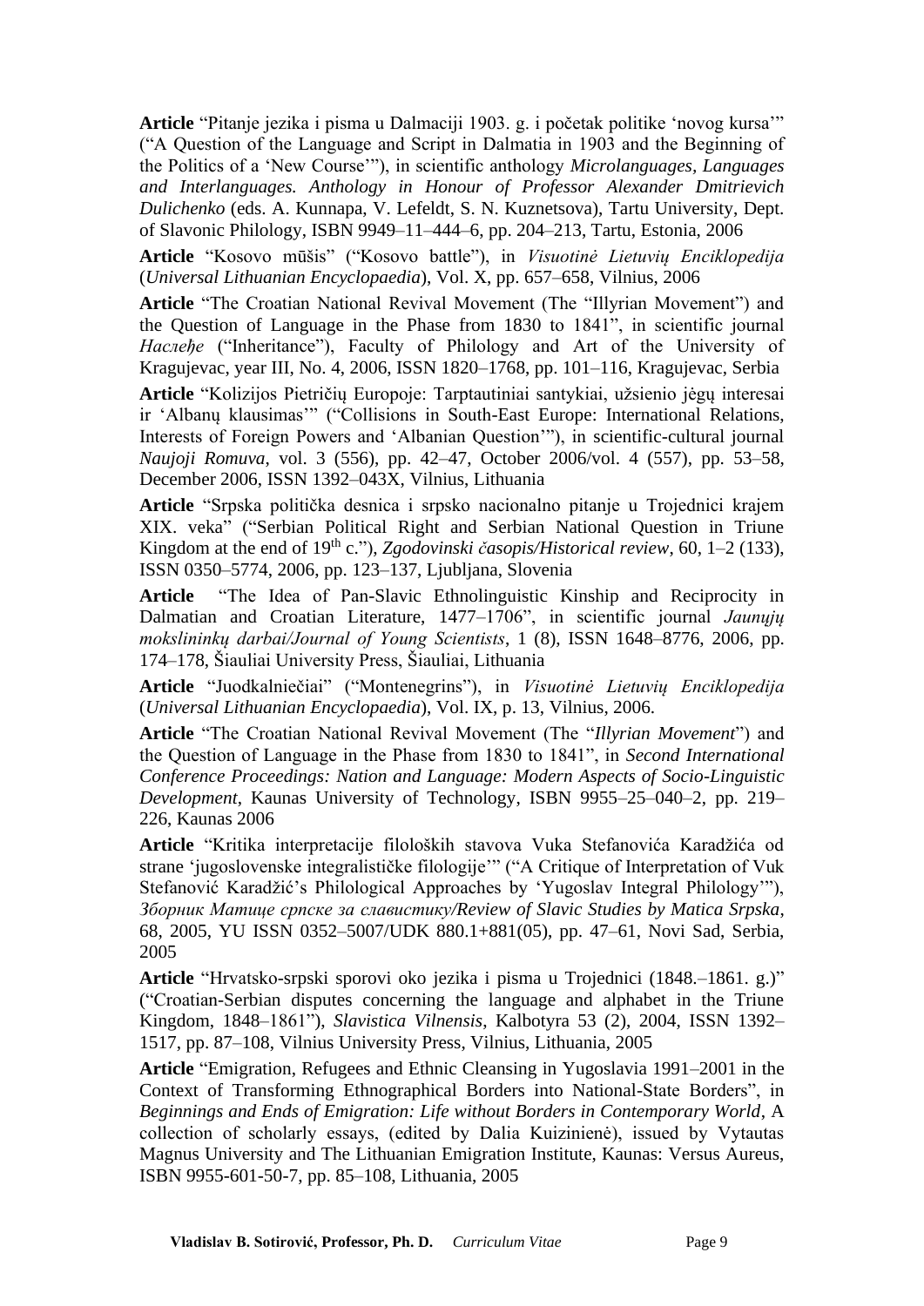**Article** "Pitanje jezika i pisma u Dalmaciji 1903. g. i početak politike 'novog kursa'" ("A Question of the Language and Script in Dalmatia in 1903 and the Beginning of the Politics of a 'New Course'"), in scientific anthology *Microlanguages, Languages and Interlanguages. Anthology in Honour of Professor Alexander Dmitrievich Dulichenko* (eds. A. Kunnapa, V. Lefeldt, S. N. Kuznetsova), Tartu University, Dept. of Slavonic Philology, ISBN 9949–11–444–6, pp. 204–213, Tartu, Estonia, 2006

**Article** "Kosovo mūšis" ("Kosovo battle"), in *Visuotinė Lietuvių Enciklopedija* (*Universal Lithuanian Encyclopaedia*), Vol. X, pp. 657–658, Vilnius, 2006

**Article** "The Croatian National Revival Movement (The "Illyrian Movement") and the Question of Language in the Phase from 1830 to 1841", in scientific journal *Наслеђе* ("Inheritance"), Faculty of Philology and Art of the University of Kragujevac, year III, No. 4, 2006, ISSN 1820–1768, pp. 101–116, Kragujevac, Serbia

**Article** "Kolizijos Pietričių Europoje: Tarptautiniai santykiai, užsienio jėgų interesai ir 'Albanų klausimas'" ("Collisions in South-East Europe: International Relations, Interests of Foreign Powers and 'Albanian Question'"), in scientific-cultural journal *Naujoji Romuva*, vol. 3 (556), pp. 42–47, October 2006/vol. 4 (557), pp. 53–58, December 2006, ISSN 1392–043X, Vilnius, Lithuania

**Article** "Srpska politička desnica i srpsko nacionalno pitanje u Trojednici krajem XIX. veka" ("Serbian Political Right and Serbian National Question in Triune Kingdom at the end of 19th c."), *Zgodovinski časopis/Historical review*, 60, 1–2 (133), ISSN 0350–5774, 2006, pp. 123–137, Ljubljana, Slovenia

**Article** "The Idea of Pan-Slavic Ethnolinguistic Kinship and Reciprocity in Dalmatian and Croatian Literature, 1477–1706", in scientific journal *Jaunųjų mokslininkų darbai/Journal of Young Scientists*, 1 (8), ISSN 1648–8776, 2006, pp. 174–178, Šiauliai University Press, Šiauliai, Lithuania

**Article** "Juodkalniečiai" ("Montenegrins"), in *Visuotinė Lietuvių Enciklopedija* (*Universal Lithuanian Encyclopaedia*), Vol. IX, p. 13, Vilnius, 2006.

**Article** "The Croatian National Revival Movement (The "*Illyrian Movement*") and the Question of Language in the Phase from 1830 to 1841", in *Second International Conference Proceedings: Nation and Language: Modern Aspects of Socio-Linguistic Development*, Kaunas University of Technology, ISBN 9955–25–040–2, pp. 219–226, Kaunas 2006

**Article** "Kritika interpretacije filoloških stavova Vuka Stefanovića Karadžića od strane 'jugoslovenske integralističke filologije'" ("A Critique of Interpretation of Vuk Stefanović Karadžić's Philological Approaches by 'Yugoslav Integral Philology'"), *Зборник Матице српске за славистику/Review of Slavic Studies by Matica Srpska*, 68, 2005, YU ISSN 0352–5007/UDK 880.1+881(05), pp. 47–61, Novi Sad, Serbia, 2005

**Article** "Hrvatsko-srpski sporovi oko jezika i pisma u Trojednici (1848.–1861. g.)" ("Croatian-Serbian disputes concerning the language and alphabet in the Triune Kingdom, 1848–1861"), *Slavistica Vilnensis*, Kalbotyra 53 (2), 2004, ISSN 1392–1517, pp. 87–108, Vilnius University Press, Vilnius, Lithuania, 2005

**Article** "Emigration, Refugees and Ethnic Cleansing in Yugoslavia 1991–2001 in the Context of Transforming Ethnographical Borders into National-State Borders", in *Beginnings and Ends of Emigration: Life without Borders in Contemporary World*, A collection of scholarly essays, (edited by Dalia Kuizinienė), issued by Vytautas Magnus University and The Lithuanian Emigration Institute, Kaunas: Versus Aureus, ISBN 9955-601-50-7, pp. 85–108, Lithuania, 2005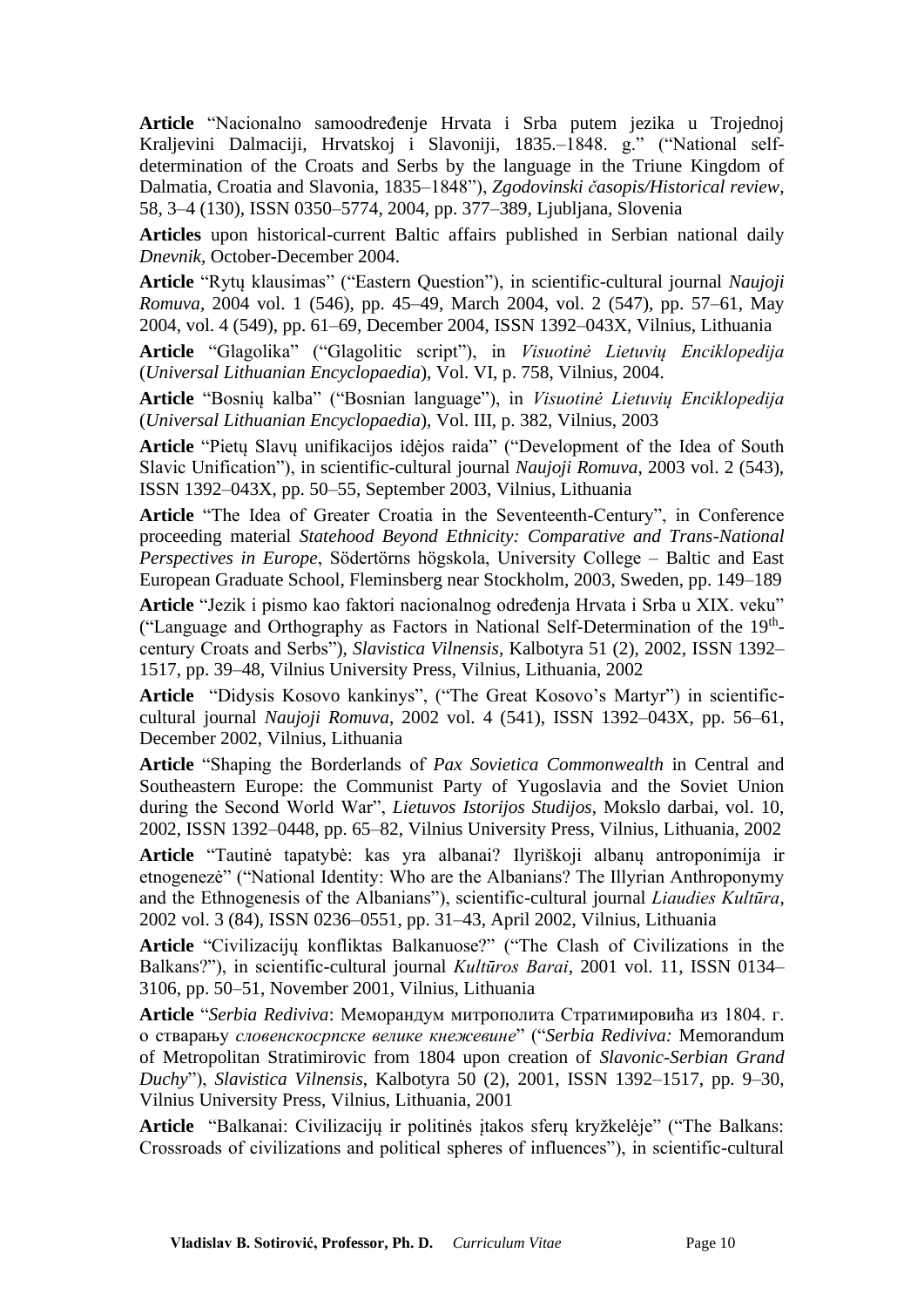**Article** "Nacionalno samoodređenje Hrvata i Srba putem jezika u Trojednoj Kraljevini Dalmaciji, Hrvatskoj i Slavoniji, 1835.–1848. g." ("National self-determination of the Croats and Serbs by the language in the Triune Kingdom of Dalmatia, Croatia and Slavonia, 1835–1848"), *Zgodovinski časopis/Historical review*, 58, 3–4 (130), ISSN 0350–5774, 2004, pp. 377–389, Ljubljana, Slovenia

**Articles** upon historical-current Baltic affairs published in Serbian national daily *Dnevnik*, October-December 2004.

**Article** "Rytų klausimas" ("Eastern Question"), in scientific-cultural journal *Naujoji Romuva*, 2004 vol. 1 (546), pp. 45–49, March 2004, vol. 2 (547), pp. 57–61, May 2004, vol. 4 (549), pp. 61–69, December 2004, ISSN 1392–043X, Vilnius, Lithuania

**Article** "Glagolika" ("Glagolitic script"), in *Visuotinė Lietuvių Enciklopedija* (*Universal Lithuanian Encyclopaedia*), Vol. VI, p. 758, Vilnius, 2004.

**Article** "Bosnių kalba" ("Bosnian language"), in *Visuotinė Lietuvių Enciklopedija* (*Universal Lithuanian Encyclopaedia*), Vol. III, p. 382, Vilnius, 2003

**Article** "Pietų Slavų unifikacijos idėjos raida" ("Development of the Idea of South Slavic Unification"), in scientific-cultural journal *Naujoji Romuva*, 2003 vol. 2 (543), ISSN 1392–043X, pp. 50–55, September 2003, Vilnius, Lithuania

**Article** "The Idea of Greater Croatia in the Seventeenth-Century", in Conference proceeding material *Statehood Beyond Ethnicity: Comparative and Trans-National Perspectives in Europe*, Södertörns högskola, University College – Baltic and East European Graduate School, Fleminsberg near Stockholm, 2003, Sweden, pp. 149–189

**Article** "Jezik i pismo kao faktori nacionalnog određenja Hrvata i Srba u XIX. veku" ("Language and Orthography as Factors in National Self-Determination of the 19th-century Croats and Serbs"), *Slavistica Vilnensis*, Kalbotyra 51 (2), 2002, ISSN 1392–1517, pp. 39–48, Vilnius University Press, Vilnius, Lithuania, 2002

**Article** "Didysis Kosovo kankinys", ("The Great Kosovo's Martyr") in scientific-cultural journal *Naujoji Romuva*, 2002 vol. 4 (541), ISSN 1392–043X, pp. 56–61, December 2002, Vilnius, Lithuania

**Article** "Shaping the Borderlands of *Pax Sovietica Commonwealth* in Central and Southeastern Europe: the Communist Party of Yugoslavia and the Soviet Union during the Second World War", *Lietuvos Istorijos Studijos*, Mokslo darbai, vol. 10, 2002, ISSN 1392–0448, pp. 65–82, Vilnius University Press, Vilnius, Lithuania, 2002

**Article** "Tautinė tapatybė: kas yra albanai? Ilyriškoji albanų antroponimija ir etnogenezė" ("National Identity: Who are the Albanians? The Illyrian Anthroponymy and the Ethnogenesis of the Albanians"), scientific-cultural journal *Liaudies Kultūra*, 2002 vol. 3 (84), ISSN 0236–0551, pp. 31–43, April 2002, Vilnius, Lithuania

**Article** "Civilizacijų konfliktas Balkanuose?" ("The Clash of Civilizations in the Balkans?"), in scientific-cultural journal *Kultūros Barai*, 2001 vol. 11, ISSN 0134–3106, pp. 50–51, November 2001, Vilnius, Lithuania

**Article** "*Serbia Rediviva*: Меморандум митрополита Стратимировића из 1804. г. о стварању *словенскосрпске велике кнежевине*" ("*Serbia Rediviva:* Memorandum of Metropolitan Stratimirovic from 1804 upon creation of *Slavonic-Serbian Grand Duchy*"), *Slavistica Vilnensis*, Kalbotyra 50 (2), 2001, ISSN 1392–1517, pp. 9–30, Vilnius University Press, Vilnius, Lithuania, 2001

**Article** "Balkanai: Civilizacijų ir politinės įtakos sferų kryžkelėje" ("The Balkans: Crossroads of civilizations and political spheres of influences"), in scientific-cultural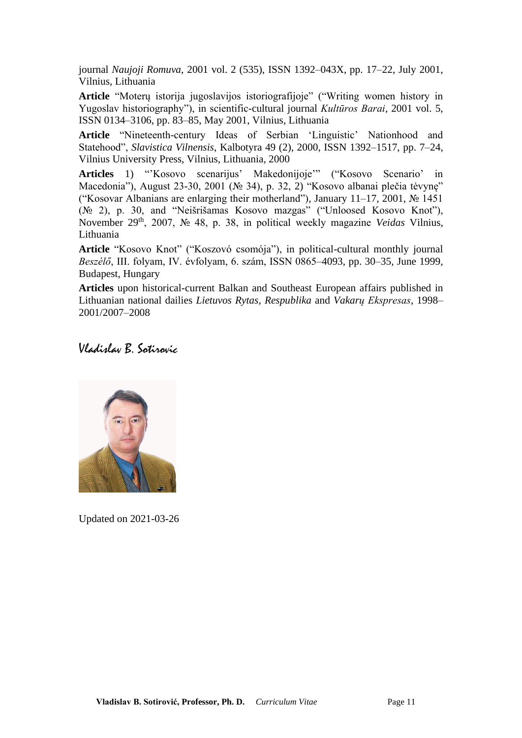journal *Naujoji Romuva*, 2001 vol. 2 (535), ISSN 1392–043X, pp. 17–22, July 2001, Vilnius, Lithuania

**Article** "Moterų istorija jugoslavijos istoriografijoje" ("Writing women history in Yugoslav historiography"), in scientific-cultural journal *Kultūros Barai*, 2001 vol. 5, ISSN 0134–3106, pp. 83–85, May 2001, Vilnius, Lithuania

**Article** "Nineteenth-century Ideas of Serbian 'Linguistic' Nationhood and Statehood", *Slavistica Vilnensis*, Kalbotyra 49 (2), 2000, ISSN 1392–1517, pp. 7–24, Vilnius University Press, Vilnius, Lithuania, 2000

**Articles** 1) "'Kosovo scenarijus' Makedonijoje'" ("Kosovo Scenario' in Macedonia"), August 23-30, 2001 (№ 34), p. 32, 2) "Kosovo albanai plečia tėvynę" ("Kosovar Albanians are enlarging their motherland"), January 11–17, 2001, № 1451 (№ 2), p. 30, and "Neišrišamas Kosovo mazgas" ("Unloosed Kosovo Knot"), November 29th, 2007, № 48, p. 38, in political weekly magazine *Veidas* Vilnius, Lithuania

**Article** "Kosovo Knot" ("Koszovó csomója"), in political-cultural monthly journal *Beszélő*, III. folyam, IV. évfolyam, 6. szám, ISSN 0865–4093, pp. 30–35, June 1999, Budapest, Hungary

**Articles** upon historical-current Balkan and Southeast European affairs published in Lithuanian national dailies *Lietuvos Rytas*, *Respublika* and *Vakarų Ekspresas*, 1998–2001/2007–2008

Vladislav B. Sotirovic

Updated on 2021-03-26